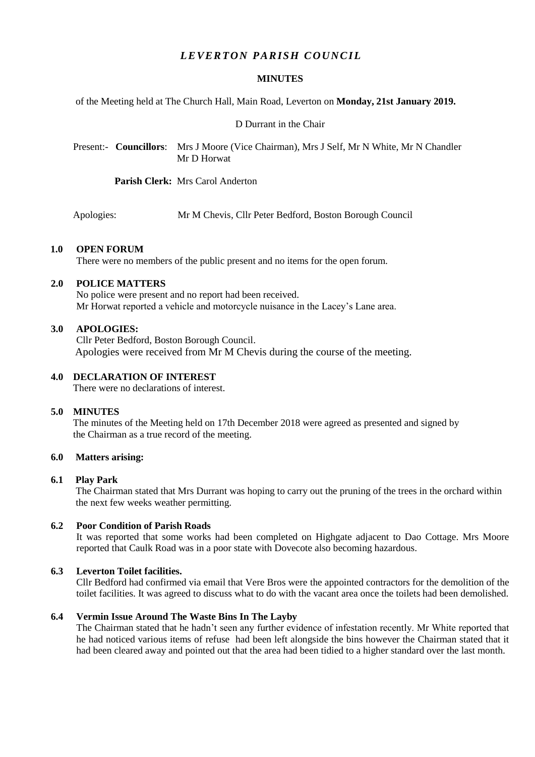# *LEVERTON PARISH COUNCIL*

## MINUTES

of the Meeting held at The Church Hall, Main Road, Leverton on **Monday, 21st January 2019.**

D Durrant in the Chair

Present:- **Councillors**: Mrs J Moore (Vice Chairman), Mrs J Self, Mr N White, Mr N Chandler Mr D Horwat

**Parish Clerk:** Mrs Carol Anderton

Apologies: Mr M Chevis, Cllr Peter Bedford, Boston Borough Council

### 1.0 OPEN FORUM

There were no members of the public present and no items for the open forum.

### 2.0 POLICE MATTERS

No police were present and no report had been received.
Mr Horwat reported a vehicle and motorcycle nuisance in the Lacey's Lane area.

### 3.0 APOLOGIES:

Cllr Peter Bedford, Boston Borough Council.
Apologies were received from Mr M Chevis during the course of the meeting.

### 4.0 DECLARATION OF INTEREST

There were no declarations of interest.

### 5.0 MINUTES

The minutes of the Meeting held on 17th December 2018 were agreed as presented and signed by the Chairman as a true record of the meeting.

### 6.0 Matters arising:

#### 6.1 Play Park

The Chairman stated that Mrs Durrant was hoping to carry out the pruning of the trees in the orchard within the next few weeks weather permitting.

#### 6.2 Poor Condition of Parish Roads

It was reported that some works had been completed on Highgate adjacent to Dao Cottage. Mrs Moore reported that Caulk Road was in a poor state with Dovecote also becoming hazardous.

#### 6.3 Leverton Toilet facilities.

Cllr Bedford had confirmed via email that Vere Bros were the appointed contractors for the demolition of the toilet facilities. It was agreed to discuss what to do with the vacant area once the toilets had been demolished.

#### 6.4 Vermin Issue Around The Waste Bins In The Layby

The Chairman stated that he hadn't seen any further evidence of infestation recently. Mr White reported that he had noticed various items of refuse had been left alongside the bins however the Chairman stated that it had been cleared away and pointed out that the area had been tidied to a higher standard over the last month.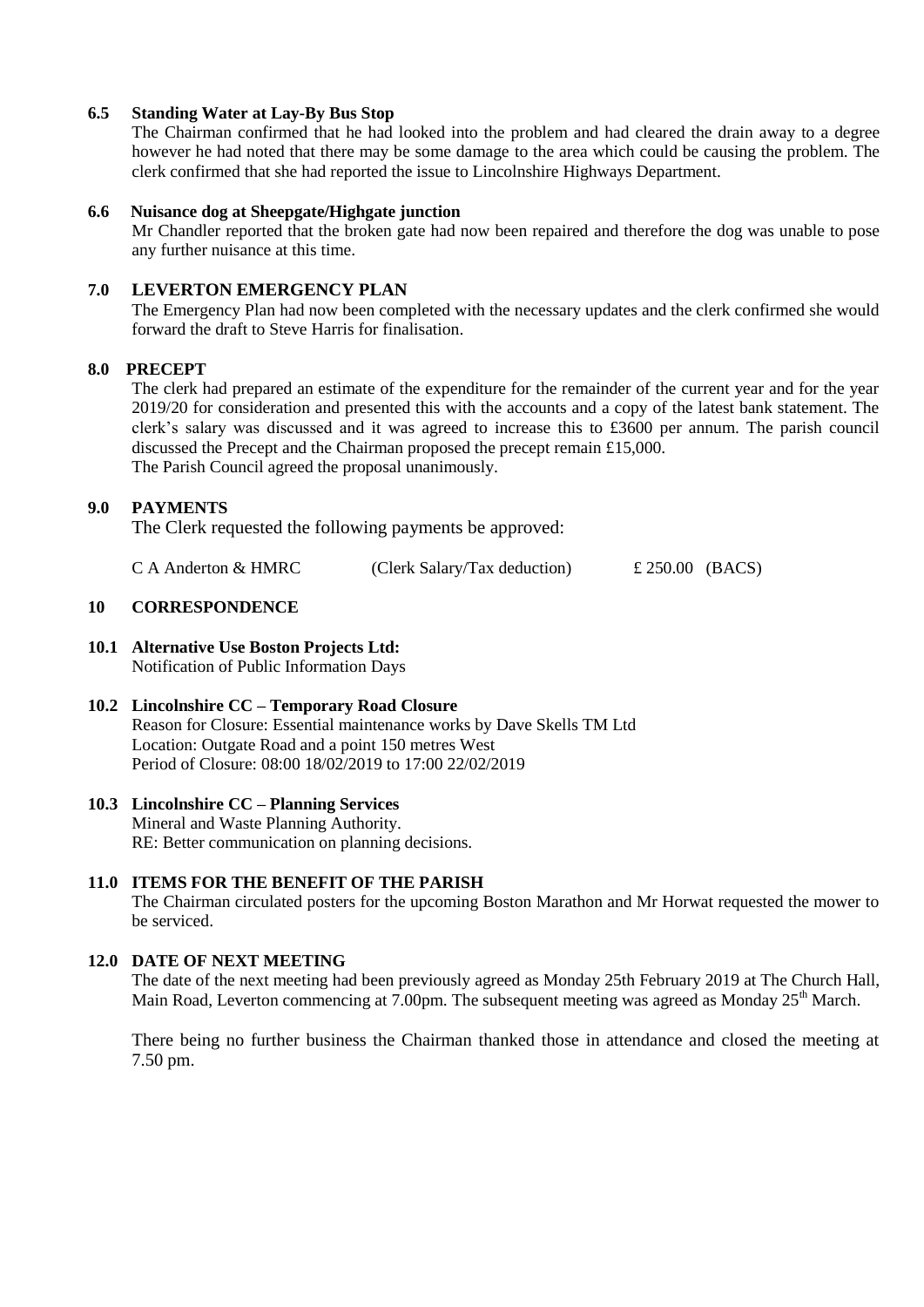**6.5 Standing Water at Lay-By Bus Stop**

The Chairman confirmed that he had looked into the problem and had cleared the drain away to a degree however he had noted that there may be some damage to the area which could be causing the problem. The clerk confirmed that she had reported the issue to Lincolnshire Highways Department.

**6.6 Nuisance dog at Sheepgate/Highgate junction**

Mr Chandler reported that the broken gate had now been repaired and therefore the dog was unable to pose any further nuisance at this time.

**7.0 LEVERTON EMERGENCY PLAN**

The Emergency Plan had now been completed with the necessary updates and the clerk confirmed she would forward the draft to Steve Harris for finalisation.

**8.0 PRECEPT**

The clerk had prepared an estimate of the expenditure for the remainder of the current year and for the year 2019/20 for consideration and presented this with the accounts and a copy of the latest bank statement. The clerk's salary was discussed and it was agreed to increase this to £3600 per annum. The parish council discussed the Precept and the Chairman proposed the precept remain £15,000.
The Parish Council agreed the proposal unanimously.

**9.0 PAYMENTS**

The Clerk requested the following payments be approved:

| | | | |
|---|---|---|---|
| C A Anderton & HMRC | (Clerk Salary/Tax deduction) | £ 250.00 | (BACS) |

**10 CORRESPONDENCE**

**10.1 Alternative Use Boston Projects Ltd:**
Notification of Public Information Days

**10.2 Lincolnshire CC – Temporary Road Closure**
Reason for Closure: Essential maintenance works by Dave Skells TM Ltd
Location: Outgate Road and a point 150 metres West
Period of Closure: 08:00 18/02/2019 to 17:00 22/02/2019

**10.3 Lincolnshire CC – Planning Services**
Mineral and Waste Planning Authority.
RE: Better communication on planning decisions.

**11.0 ITEMS FOR THE BENEFIT OF THE PARISH**

The Chairman circulated posters for the upcoming Boston Marathon and Mr Horwat requested the mower to be serviced.

**12.0 DATE OF NEXT MEETING**

The date of the next meeting had been previously agreed as Monday 25th February 2019 at The Church Hall, Main Road, Leverton commencing at 7.00pm. The subsequent meeting was agreed as Monday 25th March.

There being no further business the Chairman thanked those in attendance and closed the meeting at 7.50 pm.